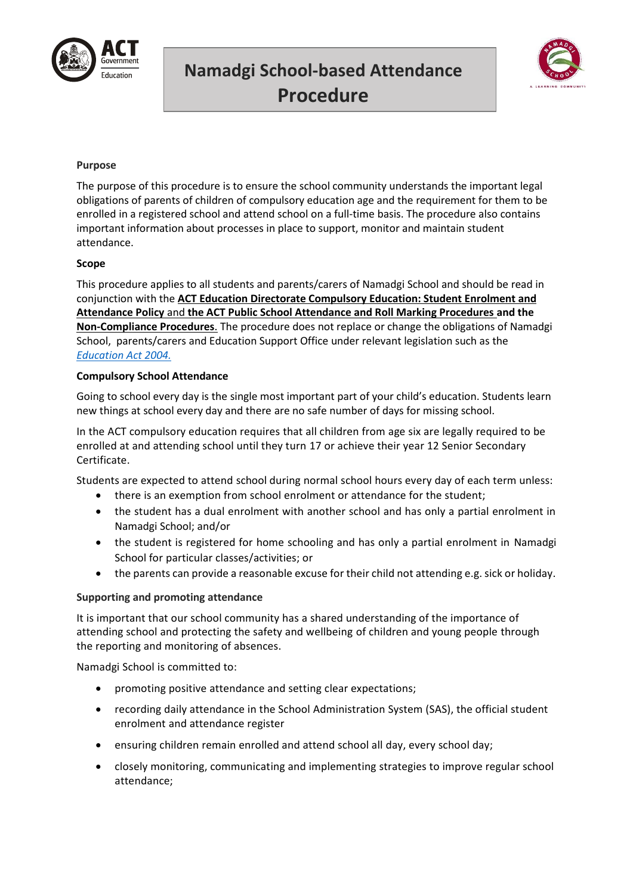# Namadgi School-based Attendance Procedure

## Purpose

The purpose of this procedure is to ensure the school community understands the important legal obligations of parents of children of compulsory education age and the requirement for them to be enrolled in a registered school and attend school on a full-time basis. The procedure also contains important information about processes in place to support, monitor and maintain student attendance.

## Scope

This procedure applies to all students and parents/carers of Namadgi School and should be read in conjunction with the **ACT Education Directorate Compulsory Education: Student Enrolment and Attendance Policy** and **the ACT Public School Attendance and Roll Marking Procedures** **and the** **Non-Compliance Procedures**. The procedure does not replace or change the obligations of Namadgi School, parents/carers and Education Support Office under relevant legislation such as the *Education Act 2004.*

## Compulsory School Attendance

Going to school every day is the single most important part of your child's education. Students learn new things at school every day and there are no safe number of days for missing school.

In the ACT compulsory education requires that all children from age six are legally required to be enrolled at and attending school until they turn 17 or achieve their year 12 Senior Secondary Certificate.

Students are expected to attend school during normal school hours every day of each term unless:

- there is an exemption from school enrolment or attendance for the student;
- the student has a dual enrolment with another school and has only a partial enrolment in Namadgi School; and/or
- the student is registered for home schooling and has only a partial enrolment in Namadgi School for particular classes/activities; or
- the parents can provide a reasonable excuse for their child not attending e.g. sick or holiday.

## Supporting and promoting attendance

It is important that our school community has a shared understanding of the importance of attending school and protecting the safety and wellbeing of children and young people through the reporting and monitoring of absences.

Namadgi School is committed to:

- promoting positive attendance and setting clear expectations;
- recording daily attendance in the School Administration System (SAS), the official student enrolment and attendance register
- ensuring children remain enrolled and attend school all day, every school day;
- closely monitoring, communicating and implementing strategies to improve regular school attendance;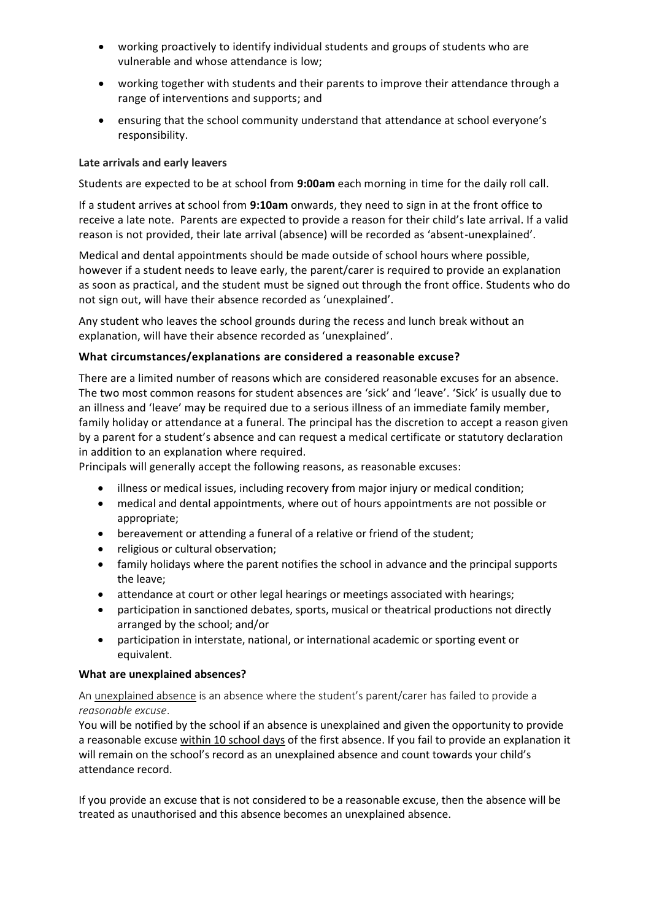- working proactively to identify individual students and groups of students who are vulnerable and whose attendance is low;
- working together with students and their parents to improve their attendance through a range of interventions and supports; and
- ensuring that the school community understand that attendance at school everyone's responsibility.

**Late arrivals and early leavers**

Students are expected to be at school from **9:00am** each morning in time for the daily roll call.

If a student arrives at school from **9:10am** onwards, they need to sign in at the front office to receive a late note. Parents are expected to provide a reason for their child's late arrival. If a valid reason is not provided, their late arrival (absence) will be recorded as 'absent-unexplained'.

Medical and dental appointments should be made outside of school hours where possible, however if a student needs to leave early, the parent/carer is required to provide an explanation as soon as practical, and the student must be signed out through the front office. Students who do not sign out, will have their absence recorded as 'unexplained'.

Any student who leaves the school grounds during the recess and lunch break without an explanation, will have their absence recorded as 'unexplained'.

**What circumstances/explanations are considered a reasonable excuse?**

There are a limited number of reasons which are considered reasonable excuses for an absence. The two most common reasons for student absences are 'sick' and 'leave'. 'Sick' is usually due to an illness and 'leave' may be required due to a serious illness of an immediate family member, family holiday or attendance at a funeral. The principal has the discretion to accept a reason given by a parent for a student's absence and can request a medical certificate or statutory declaration in addition to an explanation where required.

Principals will generally accept the following reasons, as reasonable excuses:

- illness or medical issues, including recovery from major injury or medical condition;
- medical and dental appointments, where out of hours appointments are not possible or appropriate;
- bereavement or attending a funeral of a relative or friend of the student;
- religious or cultural observation;
- family holidays where the parent notifies the school in advance and the principal supports the leave;
- attendance at court or other legal hearings or meetings associated with hearings;
- participation in sanctioned debates, sports, musical or theatrical productions not directly arranged by the school; and/or
- participation in interstate, national, or international academic or sporting event or equivalent.

**What are unexplained absences?**

An unexplained absence is an absence where the student's parent/carer has failed to provide a *reasonable excuse*.

You will be notified by the school if an absence is unexplained and given the opportunity to provide a reasonable excuse within 10 school days of the first absence. If you fail to provide an explanation it will remain on the school's record as an unexplained absence and count towards your child's attendance record.

If you provide an excuse that is not considered to be a reasonable excuse, then the absence will be treated as unauthorised and this absence becomes an unexplained absence.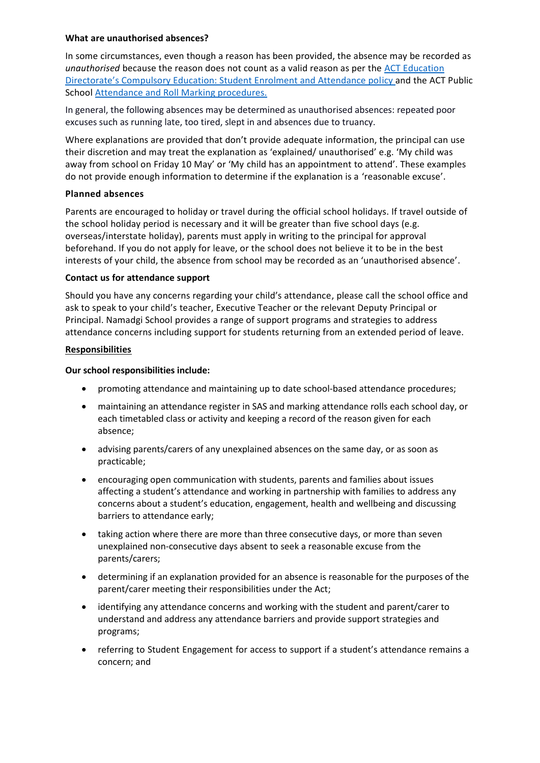**What are unauthorised absences?**

In some circumstances, even though a reason has been provided, the absence may be recorded as *unauthorised* because the reason does not count as a valid reason as per the ACT Education Directorate's Compulsory Education: Student Enrolment and Attendance policy and the ACT Public School Attendance and Roll Marking procedures.

In general, the following absences may be determined as unauthorised absences: repeated poor excuses such as running late, too tired, slept in and absences due to truancy.

Where explanations are provided that don't provide adequate information, the principal can use their discretion and may treat the explanation as 'explained/ unauthorised' e.g. 'My child was away from school on Friday 10 May' or 'My child has an appointment to attend'. These examples do not provide enough information to determine if the explanation is a 'reasonable excuse'.

**Planned absences**

Parents are encouraged to holiday or travel during the official school holidays. If travel outside of the school holiday period is necessary and it will be greater than five school days (e.g. overseas/interstate holiday), parents must apply in writing to the principal for approval beforehand. If you do not apply for leave, or the school does not believe it to be in the best interests of your child, the absence from school may be recorded as an 'unauthorised absence'.

**Contact us for attendance support**

Should you have any concerns regarding your child's attendance, please call the school office and ask to speak to your child's teacher, Executive Teacher or the relevant Deputy Principal or Principal. Namadgi School provides a range of support programs and strategies to address attendance concerns including support for students returning from an extended period of leave.

## Responsibilities

**Our school responsibilities include:**

- promoting attendance and maintaining up to date school-based attendance procedures;
- maintaining an attendance register in SAS and marking attendance rolls each school day, or each timetabled class or activity and keeping a record of the reason given for each absence;
- advising parents/carers of any unexplained absences on the same day, or as soon as practicable;
- encouraging open communication with students, parents and families about issues affecting a student's attendance and working in partnership with families to address any concerns about a student's education, engagement, health and wellbeing and discussing barriers to attendance early;
- taking action where there are more than three consecutive days, or more than seven unexplained non-consecutive days absent to seek a reasonable excuse from the parents/carers;
- determining if an explanation provided for an absence is reasonable for the purposes of the parent/carer meeting their responsibilities under the Act;
- identifying any attendance concerns and working with the student and parent/carer to understand and address any attendance barriers and provide support strategies and programs;
- referring to Student Engagement for access to support if a student's attendance remains a concern; and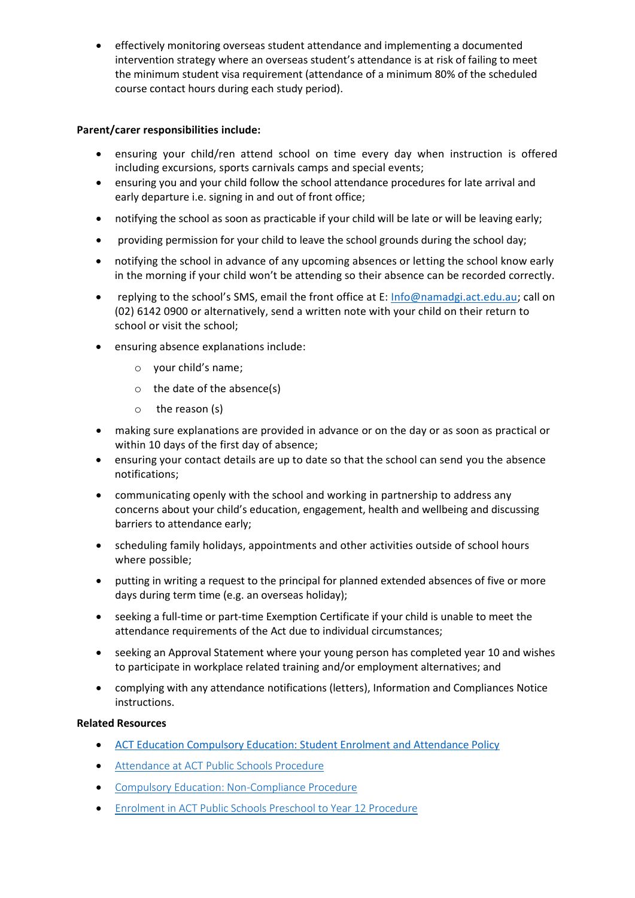- effectively monitoring overseas student attendance and implementing a documented intervention strategy where an overseas student's attendance is at risk of failing to meet the minimum student visa requirement (attendance of a minimum 80% of the scheduled course contact hours during each study period).

**Parent/carer responsibilities include:**

- ensuring your child/ren attend school on time every day when instruction is offered including excursions, sports carnivals camps and special events;
- ensuring you and your child follow the school attendance procedures for late arrival and early departure i.e. signing in and out of front office;
- notifying the school as soon as practicable if your child will be late or will be leaving early;
- providing permission for your child to leave the school grounds during the school day;
- notifying the school in advance of any upcoming absences or letting the school know early in the morning if your child won't be attending so their absence can be recorded correctly.
- replying to the school's SMS, email the front office at E: [Info@namadgi.act.edu.au](mailto:Info@namadgi.act.edu.au); call on (02) 6142 0900 or alternatively, send a written note with your child on their return to school or visit the school;
- ensuring absence explanations include:
  - your child's name;
  - the date of the absence(s)
  - the reason (s)
- making sure explanations are provided in advance or on the day or as soon as practical or within 10 days of the first day of absence;
- ensuring your contact details are up to date so that the school can send you the absence notifications;
- communicating openly with the school and working in partnership to address any concerns about your child's education, engagement, health and wellbeing and discussing barriers to attendance early;
- scheduling family holidays, appointments and other activities outside of school hours where possible;
- putting in writing a request to the principal for planned extended absences of five or more days during term time (e.g. an overseas holiday);
- seeking a full-time or part-time Exemption Certificate if your child is unable to meet the attendance requirements of the Act due to individual circumstances;
- seeking an Approval Statement where your young person has completed year 10 and wishes to participate in workplace related training and/or employment alternatives; and
- complying with any attendance notifications (letters), Information and Compliances Notice instructions.

**Related Resources**

- ACT Education Compulsory Education: Student Enrolment and Attendance Policy
- Attendance at ACT Public Schools Procedure
- Compulsory Education: Non-Compliance Procedure
- Enrolment in ACT Public Schools Preschool to Year 12 Procedure